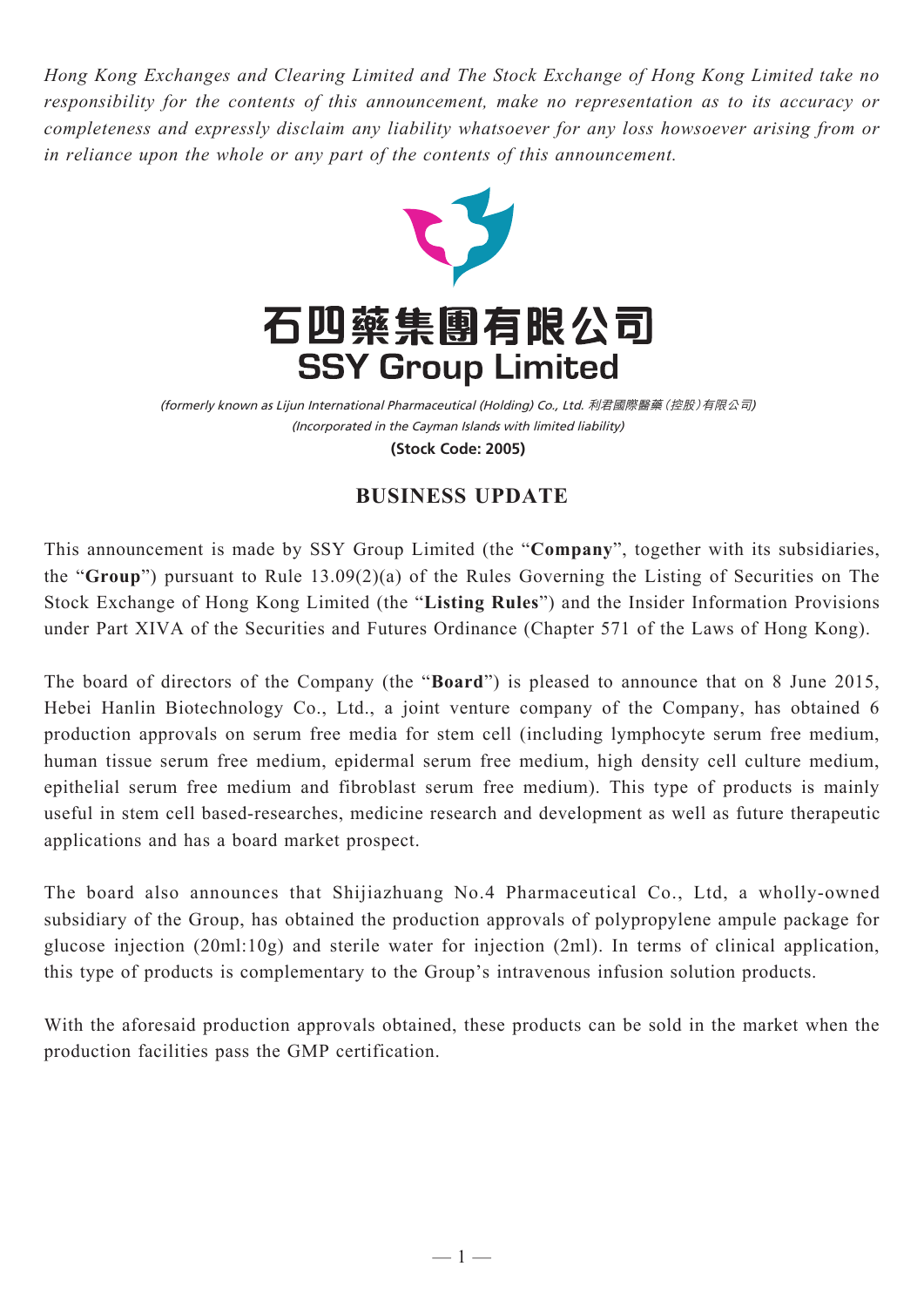*Hong Kong Exchanges and Clearing Limited and The Stock Exchange of Hong Kong Limited take no responsibility for the contents of this announcement, make no representation as to its accuracy or completeness and expressly disclaim any liability whatsoever for any loss howsoever arising from or in reliance upon the whole or any part of the contents of this announcement.*

# 石四藥集團有限公司
# SSY Group Limited

*(formerly known as Lijun International Pharmaceutical (Holding) Co., Ltd. 利君國際醫藥(控股)有限公司)*
*(Incorporated in the Cayman Islands with limited liability)*
**(Stock Code: 2005)**

## BUSINESS UPDATE

This announcement is made by SSY Group Limited (the "**Company**", together with its subsidiaries, the "**Group**") pursuant to Rule 13.09(2)(a) of the Rules Governing the Listing of Securities on The Stock Exchange of Hong Kong Limited (the "**Listing Rules**") and the Insider Information Provisions under Part XIVA of the Securities and Futures Ordinance (Chapter 571 of the Laws of Hong Kong).

The board of directors of the Company (the "**Board**") is pleased to announce that on 8 June 2015, Hebei Hanlin Biotechnology Co., Ltd., a joint venture company of the Company, has obtained 6 production approvals on serum free media for stem cell (including lymphocyte serum free medium, human tissue serum free medium, epidermal serum free medium, high density cell culture medium, epithelial serum free medium and fibroblast serum free medium). This type of products is mainly useful in stem cell based-researches, medicine research and development as well as future therapeutic applications and has a board market prospect.

The board also announces that Shijiazhuang No.4 Pharmaceutical Co., Ltd, a wholly-owned subsidiary of the Group, has obtained the production approvals of polypropylene ampule package for glucose injection (20ml:10g) and sterile water for injection (2ml). In terms of clinical application, this type of products is complementary to the Group's intravenous infusion solution products.

With the aforesaid production approvals obtained, these products can be sold in the market when the production facilities pass the GMP certification.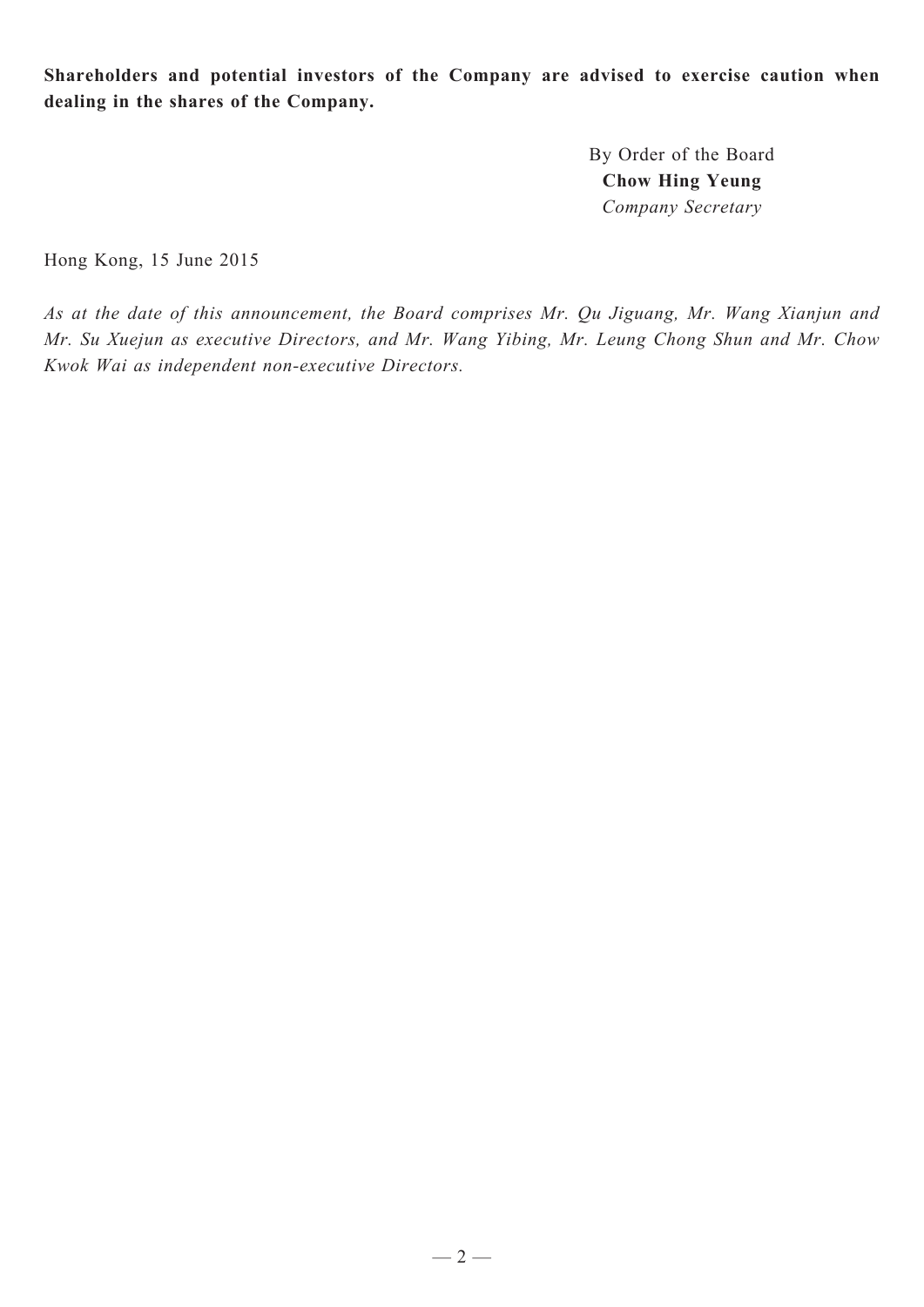**Shareholders and potential investors of the Company are advised to exercise caution when dealing in the shares of the Company.**

By Order of the Board
**Chow Hing Yeung**
*Company Secretary*

Hong Kong, 15 June 2015

*As at the date of this announcement, the Board comprises Mr. Qu Jiguang, Mr. Wang Xianjun and Mr. Su Xuejun as executive Directors, and Mr. Wang Yibing, Mr. Leung Chong Shun and Mr. Chow Kwok Wai as independent non-executive Directors.*